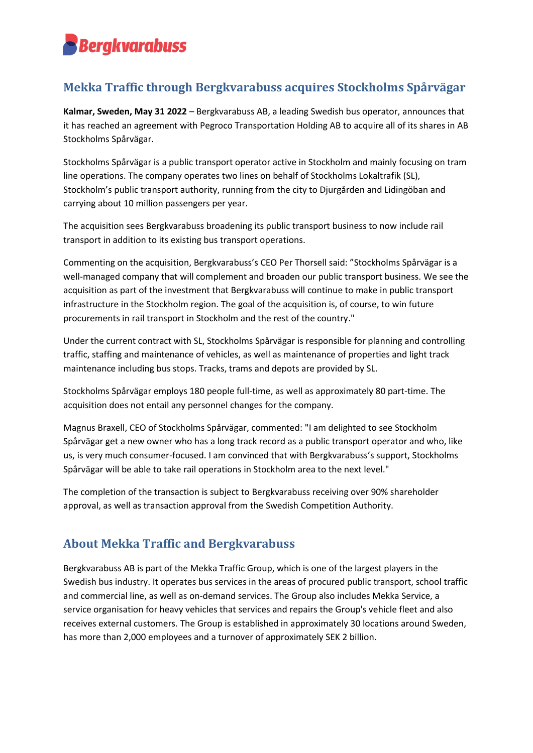# Mekka Traffic through Bergkvarabuss acquires Stockholms Spårvägar

**Kalmar, Sweden, May 31 2022** – Bergkvarabuss AB, a leading Swedish bus operator, announces that it has reached an agreement with Pegroco Transportation Holding AB to acquire all of its shares in AB Stockholms Spårvägar.

Stockholms Spårvägar is a public transport operator active in Stockholm and mainly focusing on tram line operations. The company operates two lines on behalf of Stockholms Lokaltrafik (SL), Stockholm's public transport authority, running from the city to Djurgården and Lidingöban and carrying about 10 million passengers per year.

The acquisition sees Bergkvarabuss broadening its public transport business to now include rail transport in addition to its existing bus transport operations.

Commenting on the acquisition, Bergkvarabuss's CEO Per Thorsell said: "Stockholms Spårvägar is a well-managed company that will complement and broaden our public transport business. We see the acquisition as part of the investment that Bergkvarabuss will continue to make in public transport infrastructure in the Stockholm region. The goal of the acquisition is, of course, to win future procurements in rail transport in Stockholm and the rest of the country."

Under the current contract with SL, Stockholms Spårvägar is responsible for planning and controlling traffic, staffing and maintenance of vehicles, as well as maintenance of properties and light track maintenance including bus stops. Tracks, trams and depots are provided by SL.

Stockholms Spårvägar employs 180 people full-time, as well as approximately 80 part-time. The acquisition does not entail any personnel changes for the company.

Magnus Braxell, CEO of Stockholms Spårvägar, commented: "I am delighted to see Stockholm Spårvägar get a new owner who has a long track record as a public transport operator and who, like us, is very much consumer-focused. I am convinced that with Bergkvarabuss's support, Stockholms Spårvägar will be able to take rail operations in Stockholm area to the next level."

The completion of the transaction is subject to Bergkvarabuss receiving over 90% shareholder approval, as well as transaction approval from the Swedish Competition Authority.

## About Mekka Traffic and Bergkvarabuss

Bergkvarabuss AB is part of the Mekka Traffic Group, which is one of the largest players in the Swedish bus industry. It operates bus services in the areas of procured public transport, school traffic and commercial line, as well as on-demand services. The Group also includes Mekka Service, a service organisation for heavy vehicles that services and repairs the Group's vehicle fleet and also receives external customers. The Group is established in approximately 30 locations around Sweden, has more than 2,000 employees and a turnover of approximately SEK 2 billion.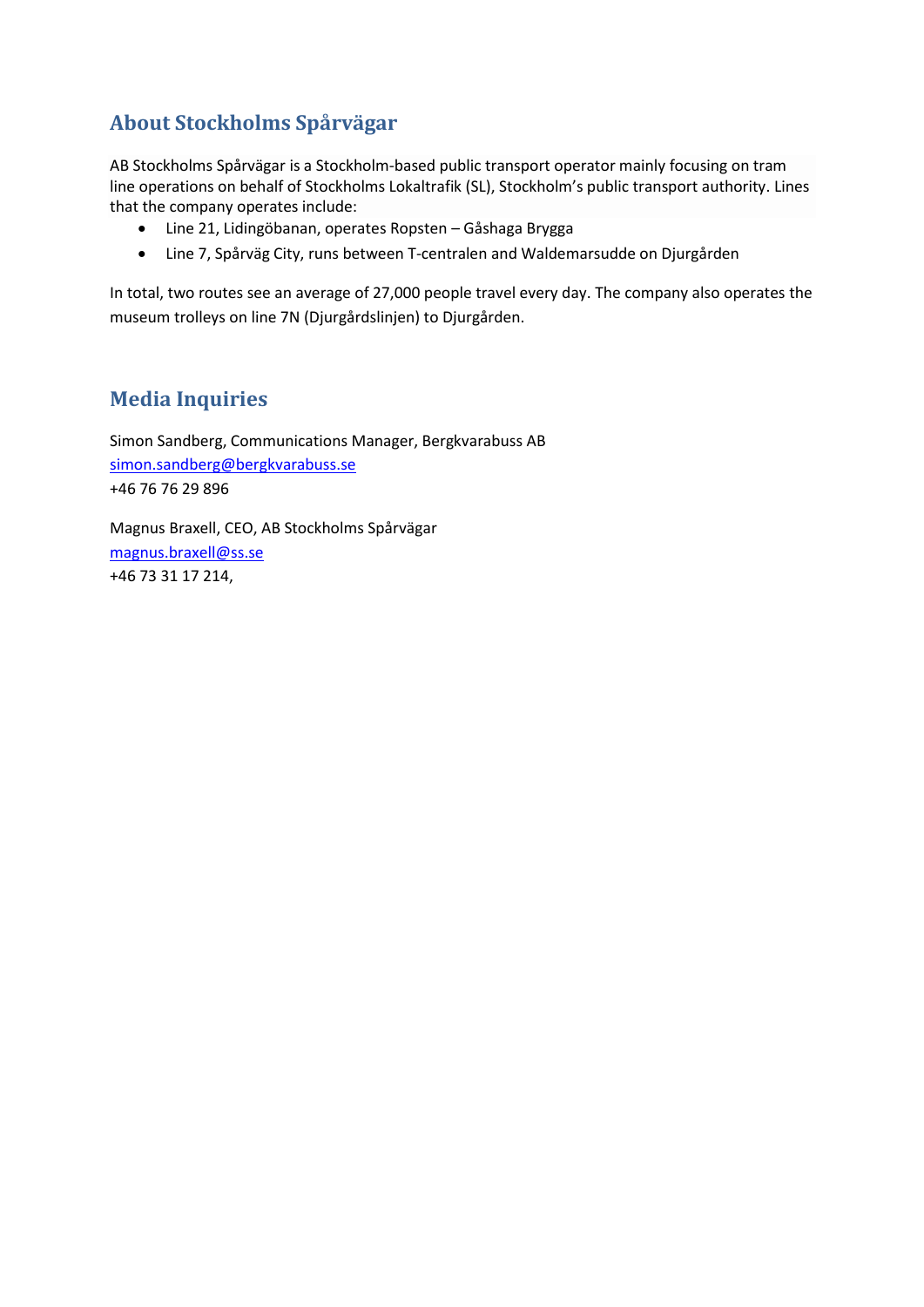## About Stockholms Spårvägar

AB Stockholms Spårvägar is a Stockholm-based public transport operator mainly focusing on tram line operations on behalf of Stockholms Lokaltrafik (SL), Stockholm's public transport authority. Lines that the company operates include:

- Line 21, Lidingöbanan, operates Ropsten – Gåshaga Brygga
- Line 7, Spårväg City, runs between T-centralen and Waldemarsudde on Djurgården

In total, two routes see an average of 27,000 people travel every day. The company also operates the museum trolleys on line 7N (Djurgårdslinjen) to Djurgården.

## Media Inquiries

Simon Sandberg, Communications Manager, Bergkvarabuss AB
simon.sandberg@bergkvarabuss.se
+46 76 76 29 896

Magnus Braxell, CEO, AB Stockholms Spårvägar
magnus.braxell@ss.se
+46 73 31 17 214,